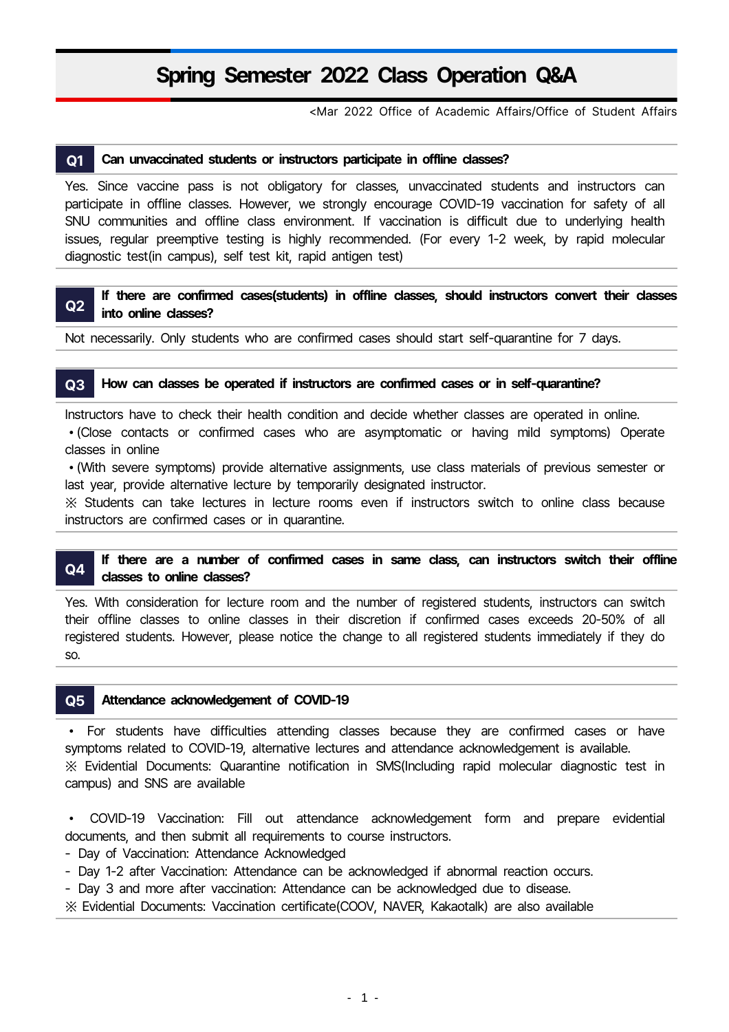# Spring Semester 2022 Class Operation Q&A

<Mar 2022 Office of Academic Affairs/Office of Student Affairs

## Q1 Can unvaccinated students or instructors participate in offline classes?

Yes. Since vaccine pass is not obligatory for classes, unvaccinated students and instructors can participate in offline classes. However, we strongly encourage COVID-19 vaccination for safety of all SNU communities and offline class environment. If vaccination is difficult due to underlying health issues, regular preemptive testing is highly recommended. (For every 1-2 week, by rapid molecular diagnostic test(in campus), self test kit, rapid antigen test)

## Q2 If there are confirmed cases(students) in offline classes, should instructors convert their classes into online classes?

Not necessarily. Only students who are confirmed cases should start self-quarantine for 7 days.

## Q3 How can classes be operated if instructors are confirmed cases or in self-quarantine?

Instructors have to check their health condition and decide whether classes are operated in online.

- (Close contacts or confirmed cases who are asymptomatic or having mild symptoms) Operate classes in online
- (With severe symptoms) provide alternative assignments, use class materials of previous semester or last year, provide alternative lecture by temporarily designated instructor.

※ Students can take lectures in lecture rooms even if instructors switch to online class because instructors are confirmed cases or in quarantine.

## Q4 If there are a number of confirmed cases in same class, can instructors switch their offline classes to online classes?

Yes. With consideration for lecture room and the number of registered students, instructors can switch their offline classes to online classes in their discretion if confirmed cases exceeds 20-50% of all registered students. However, please notice the change to all registered students immediately if they do so.

## Q5 Attendance acknowledgement of COVID-19

- For students have difficulties attending classes because they are confirmed cases or have symptoms related to COVID-19, alternative lectures and attendance acknowledgement is available.

※ Evidential Documents: Quarantine notification in SMS(Including rapid molecular diagnostic test in campus) and SNS are available

- COVID-19 Vaccination: Fill out attendance acknowledgement form and prepare evidential documents, and then submit all requirements to course instructors.

- Day of Vaccination: Attendance Acknowledged
- Day 1-2 after Vaccination: Attendance can be acknowledged if abnormal reaction occurs.
- Day 3 and more after vaccination: Attendance can be acknowledged due to disease.

※ Evidential Documents: Vaccination certificate(COOV, NAVER, Kakaotalk) are also available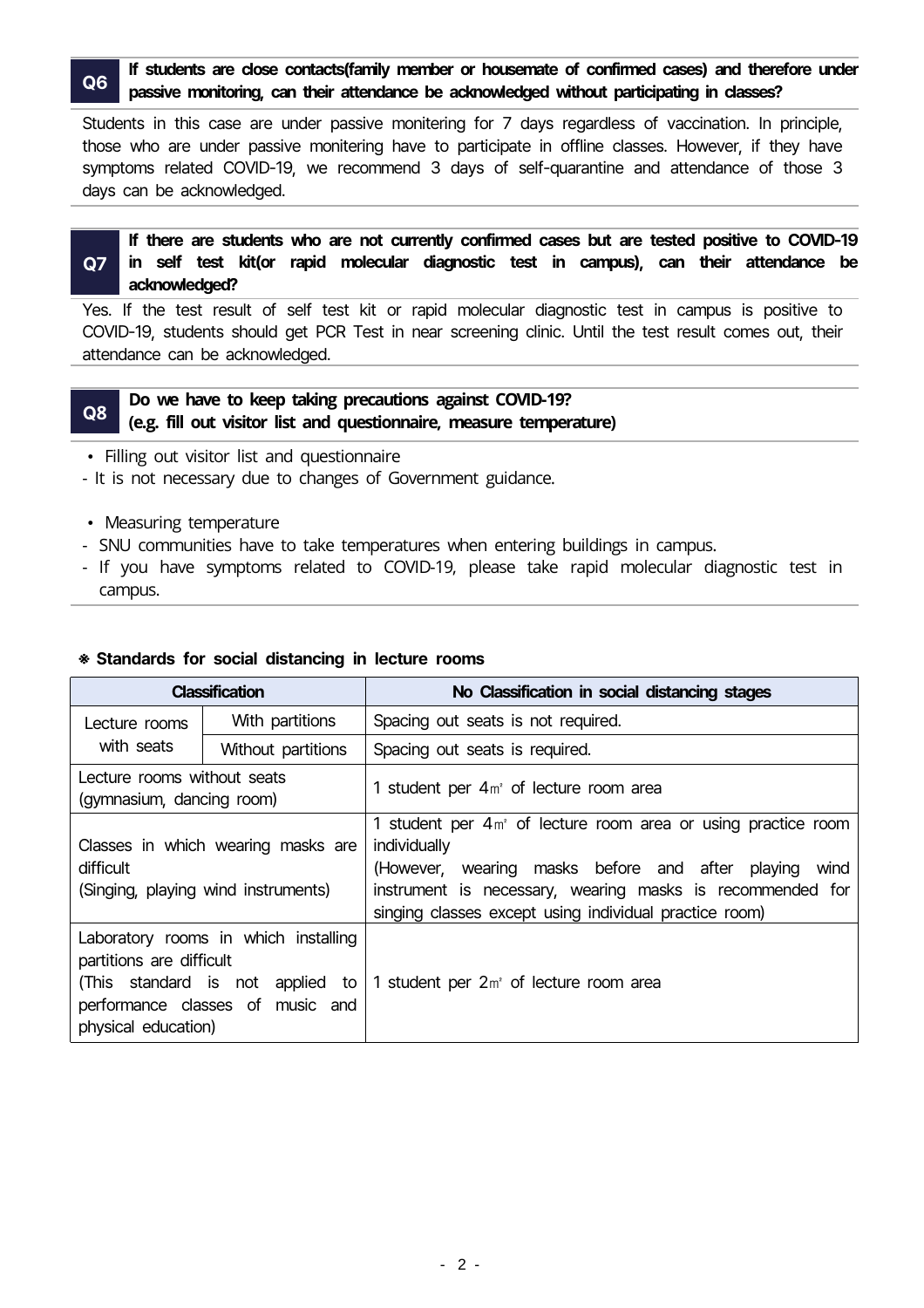**Q6** **If students are close contacts(family member or housemate of confirmed cases) and therefore under passive monitoring, can their attendance be acknowledged without participating in classes?**

Students in this case are under passive monitering for 7 days regardless of vaccination. In principle, those who are under passive monitering have to participate in offline classes. However, if they have symptoms related COVID-19, we recommend 3 days of self-quarantine and attendance of those 3 days can be acknowledged.

**Q7** **If there are students who are not currently confirmed cases but are tested positive to COVID-19 in self test kit(or rapid molecular diagnostic test in campus), can their attendance be acknowledged?**

Yes. If the test result of self test kit or rapid molecular diagnostic test in campus is positive to COVID-19, students should get PCR Test in near screening clinic. Until the test result comes out, their attendance can be acknowledged.

**Q8** **Do we have to keep taking precautions against COVID-19? (e.g. fill out visitor list and questionnaire, measure temperature)**

- Filling out visitor list and questionnaire
  - It is not necessary due to changes of Government guidance.

- Measuring temperature
  - SNU communities have to take temperatures when entering buildings in campus.
  - If you have symptoms related to COVID-19, please take rapid molecular diagnostic test in campus.

**※ Standards for social distancing in lecture rooms**

| Classification | | No Classification in social distancing stages |
|---|---|---|
| Lecture rooms with seats | With partitions | Spacing out seats is not required. |
| | Without partitions | Spacing out seats is required. |
| Lecture rooms without seats (gymnasium, dancing room) | | 1 student per 4㎡ of lecture room area |
| Classes in which wearing masks are difficult (Singing, playing wind instruments) | | 1 student per 4㎡ of lecture room area or using practice room individually (However, wearing masks before and after playing wind instrument is necessary, wearing masks is recommended for singing classes except using individual practice room) |
| Laboratory rooms in which installing partitions are difficult (This standard is not applied to performance classes of music and physical education) | | 1 student per 2㎡ of lecture room area |